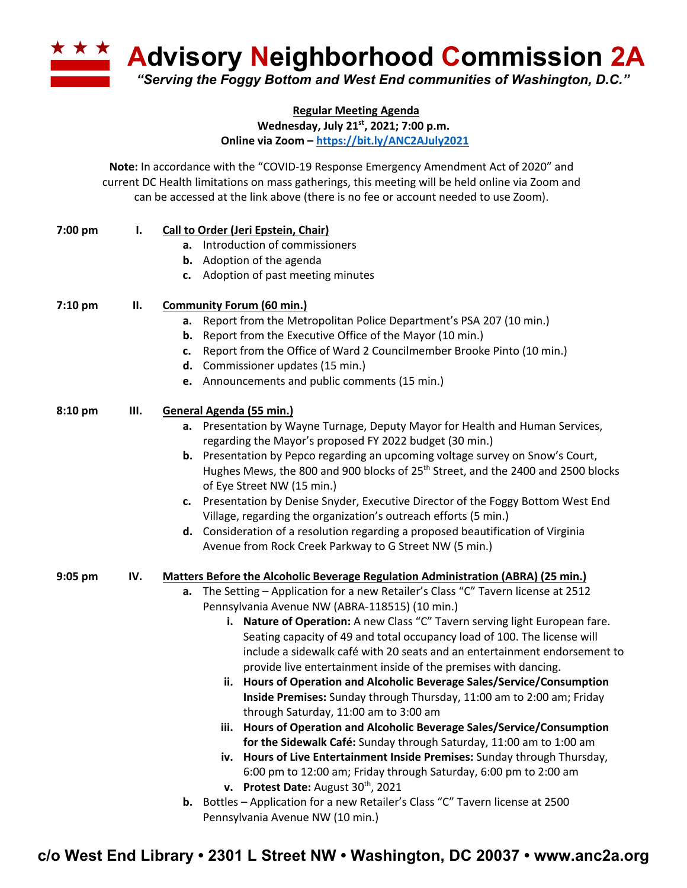# Advisory Neighborhood Commission 2A

*"Serving the Foggy Bottom and West End communities of Washington, D.C."*

**Regular Meeting Agenda**
**Wednesday, July 21st, 2021; 7:00 p.m.**
**Online via Zoom – https://bit.ly/ANC2AJuly2021**

**Note:** In accordance with the "COVID-19 Response Emergency Amendment Act of 2020" and current DC Health limitations on mass gatherings, this meeting will be held online via Zoom and can be accessed at the link above (there is no fee or account needed to use Zoom).

**7:00 pm** **I. Call to Order (Jeri Epstein, Chair)**

- **a.** Introduction of commissioners
- **b.** Adoption of the agenda
- **c.** Adoption of past meeting minutes

**7:10 pm** **II. Community Forum (60 min.)**

- **a.** Report from the Metropolitan Police Department's PSA 207 (10 min.)
- **b.** Report from the Executive Office of the Mayor (10 min.)
- **c.** Report from the Office of Ward 2 Councilmember Brooke Pinto (10 min.)
- **d.** Commissioner updates (15 min.)
- **e.** Announcements and public comments (15 min.)

**8:10 pm** **III. General Agenda (55 min.)**

- **a.** Presentation by Wayne Turnage, Deputy Mayor for Health and Human Services, regarding the Mayor's proposed FY 2022 budget (30 min.)
- **b.** Presentation by Pepco regarding an upcoming voltage survey on Snow's Court, Hughes Mews, the 800 and 900 blocks of 25th Street, and the 2400 and 2500 blocks of Eye Street NW (15 min.)
- **c.** Presentation by Denise Snyder, Executive Director of the Foggy Bottom West End Village, regarding the organization's outreach efforts (5 min.)
- **d.** Consideration of a resolution regarding a proposed beautification of Virginia Avenue from Rock Creek Parkway to G Street NW (5 min.)

**9:05 pm** **IV. Matters Before the Alcoholic Beverage Regulation Administration (ABRA) (25 min.)**

- **a.** The Setting – Application for a new Retailer's Class "C" Tavern license at 2512 Pennsylvania Avenue NW (ABRA-118515) (10 min.)
  - **i. Nature of Operation:** A new Class "C" Tavern serving light European fare. Seating capacity of 49 and total occupancy load of 100. The license will include a sidewalk café with 20 seats and an entertainment endorsement to provide live entertainment inside of the premises with dancing.
  - **ii. Hours of Operation and Alcoholic Beverage Sales/Service/Consumption Inside Premises:** Sunday through Thursday, 11:00 am to 2:00 am; Friday through Saturday, 11:00 am to 3:00 am
  - **iii. Hours of Operation and Alcoholic Beverage Sales/Service/Consumption for the Sidewalk Café:** Sunday through Saturday, 11:00 am to 1:00 am
  - **iv. Hours of Live Entertainment Inside Premises:** Sunday through Thursday, 6:00 pm to 12:00 am; Friday through Saturday, 6:00 pm to 2:00 am
  - **v. Protest Date:** August 30th, 2021
- **b.** Bottles – Application for a new Retailer's Class "C" Tavern license at 2500 Pennsylvania Avenue NW (10 min.)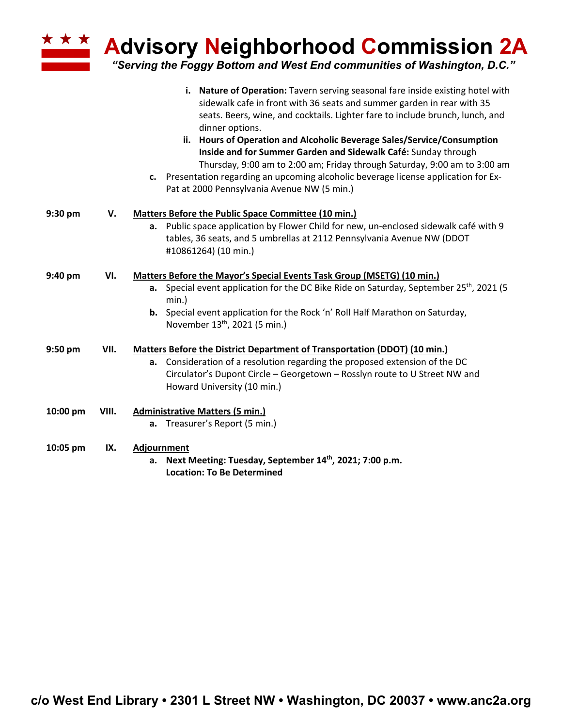# Advisory Neighborhood Commission 2A

*"Serving the Foggy Bottom and West End communities of Washington, D.C."*

- i. **Nature of Operation:** Tavern serving seasonal fare inside existing hotel with sidewalk cafe in front with 36 seats and summer garden in rear with 35 seats. Beers, wine, and cocktails. Lighter fare to include brunch, lunch, and dinner options.
- ii. **Hours of Operation and Alcoholic Beverage Sales/Service/Consumption Inside and for Summer Garden and Sidewalk Café:** Sunday through Thursday, 9:00 am to 2:00 am; Friday through Saturday, 9:00 am to 3:00 am

c. Presentation regarding an upcoming alcoholic beverage license application for Ex-Pat at 2000 Pennsylvania Avenue NW (5 min.)

**9:30 pm V. Matters Before the Public Space Committee (10 min.)**

a. Public space application by Flower Child for new, un-enclosed sidewalk café with 9 tables, 36 seats, and 5 umbrellas at 2112 Pennsylvania Avenue NW (DDOT #10861264) (10 min.)

**9:40 pm VI. Matters Before the Mayor's Special Events Task Group (MSETG) (10 min.)**

a. Special event application for the DC Bike Ride on Saturday, September 25th, 2021 (5 min.)

b. Special event application for the Rock 'n' Roll Half Marathon on Saturday, November 13th, 2021 (5 min.)

**9:50 pm VII. Matters Before the District Department of Transportation (DDOT) (10 min.)**

a. Consideration of a resolution regarding the proposed extension of the DC Circulator's Dupont Circle – Georgetown – Rosslyn route to U Street NW and Howard University (10 min.)

**10:00 pm VIII. Administrative Matters (5 min.)**

a. Treasurer's Report (5 min.)

**10:05 pm IX. Adjournment**

a. **Next Meeting: Tuesday, September 14th, 2021; 7:00 p.m.**
**Location: To Be Determined**

c/o West End Library • 2301 L Street NW • Washington, DC 20037 • www.anc2a.org